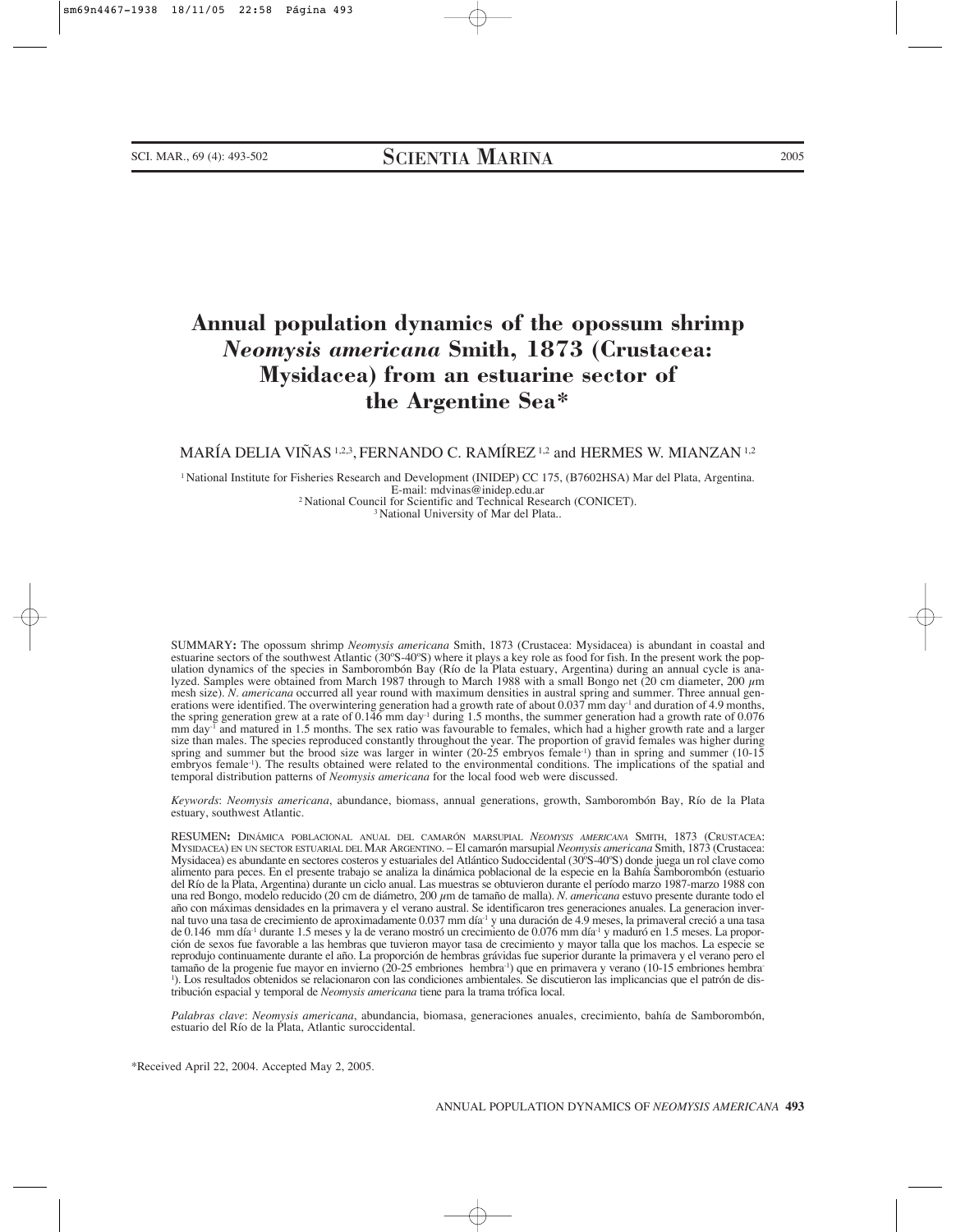# Annual population dynamics of the opossum shrimp *Neomysis americana* Smith, 1873 (Crustacea: Mysidacea) from an estuarine sector of the Argentine Sea*

MARÍA DELIA VIÑAS [1,2,3], FERNANDO C. RAMÍREZ [1,2] and HERMES W. MIANZAN [1,2]

[1] National Institute for Fisheries Research and Development (INIDEP) CC 175, (B7602HSA) Mar del Plata, Argentina. E-mail: mdvinas@inidep.edu.ar
[2] National Council for Scientific and Technical Research (CONICET).
[3] National University of Mar del Plata..

SUMMARY**:** The opossum shrimp *Neomysis americana* Smith, 1873 (Crustacea: Mysidacea) is abundant in coastal and estuarine sectors of the southwest Atlantic (30ºS-40ºS) where it plays a key role as food for fish. In the present work the population dynamics of the species in Samborombón Bay (Río de la Plata estuary, Argentina) during an annual cycle is analyzed. Samples were obtained from March 1987 through to March 1988 with a small Bongo net (20 cm diameter, 200 $\mu$m mesh size). *N. americana* occurred all year round with maximum densities in austral spring and summer. Three annual generations were identified. The overwintering generation had a growth rate of about 0.037 mm day$^{-1}$ and duration of 4.9 months, the spring generation grew at a rate of 0.146 mm day$^{-1}$ during 1.5 months, the summer generation had a growth rate of 0.076 mm day$^{-1}$ and matured in 1.5 months. The sex ratio was favourable to females, which had a higher growth rate and a larger size than males. The species reproduced constantly throughout the year. The proportion of gravid females was higher during spring and summer but the brood size was larger in winter (20-25 embryos female$^{-1}$) than in spring and summer (10-15 embryos female$^{-1}$). The results obtained were related to the environmental conditions. The implications of the spatial and temporal distribution patterns of *Neomysis americana* for the local food web were discussed.

*Keywords*: *Neomysis americana*, abundance, biomass, annual generations, growth, Samborombón Bay, Río de la Plata estuary, southwest Atlantic.

RESUMEN**:** DINÁMICA POBLACIONAL ANUAL DEL CAMARÓN MARSUPIAL *NEOMYSIS AMERICANA* SMITH, 1873 (CRUSTACEA: MYSIDACEA) EN UN SECTOR ESTUARIAL DEL MAR ARGENTINO. – El camarón marsupial *Neomysis americana* Smith, 1873 (Crustacea: Mysidacea) es abundante en sectores costeros y estuariales del Atlántico Sudoccidental (30ºS-40ºS) donde juega un rol clave como alimento para peces. En el presente trabajo se analiza la dinámica poblacional de la especie en la Bahía Samborombón (estuario del Río de la Plata, Argentina) durante un ciclo anual. Las muestras se obtuvieron durante el período marzo 1987-marzo 1988 con una red Bongo, modelo reducido (20 cm de diámetro, 200 $\mu$m de tamaño de malla). *N. americana* estuvo presente durante todo el año con máximas densidades en la primavera y el verano austral. Se identificaron tres generaciones anuales. La generacion invernal tuvo una tasa de crecimiento de aproximadamente 0.037 mm día$^{-1}$ y una duración de 4.9 meses, la primaveral creció a una tasa de 0.146 mm día$^{-1}$ durante 1.5 meses y la de verano mostró un crecimiento de 0.076 mm día$^{-1}$ y maduró en 1.5 meses. La proporción de sexos fue favorable a las hembras que tuvieron mayor tasa de crecimiento y mayor talla que los machos. La especie se reprodujo continuamente durante el año. La proporción de hembras grávidas fue superior durante la primavera y el verano pero el tamaño de la progenie fue mayor en invierno (20-25 embriones hembra$^{-1}$) que en primavera y verano (10-15 embriones hembra$^{-1}$). Los resultados obtenidos se relacionaron con las condiciones ambientales. Se discutieron las implicancias que el patrón de distribución espacial y temporal de *Neomysis americana* tiene para la trama trófica local.

*Palabras clave*: *Neomysis americana*, abundancia, biomasa, generaciones anuales, crecimiento, bahía de Samborombón, estuario del Río de la Plata, Atlantic suroccidental.

*Received April 22, 2004. Accepted May 2, 2005.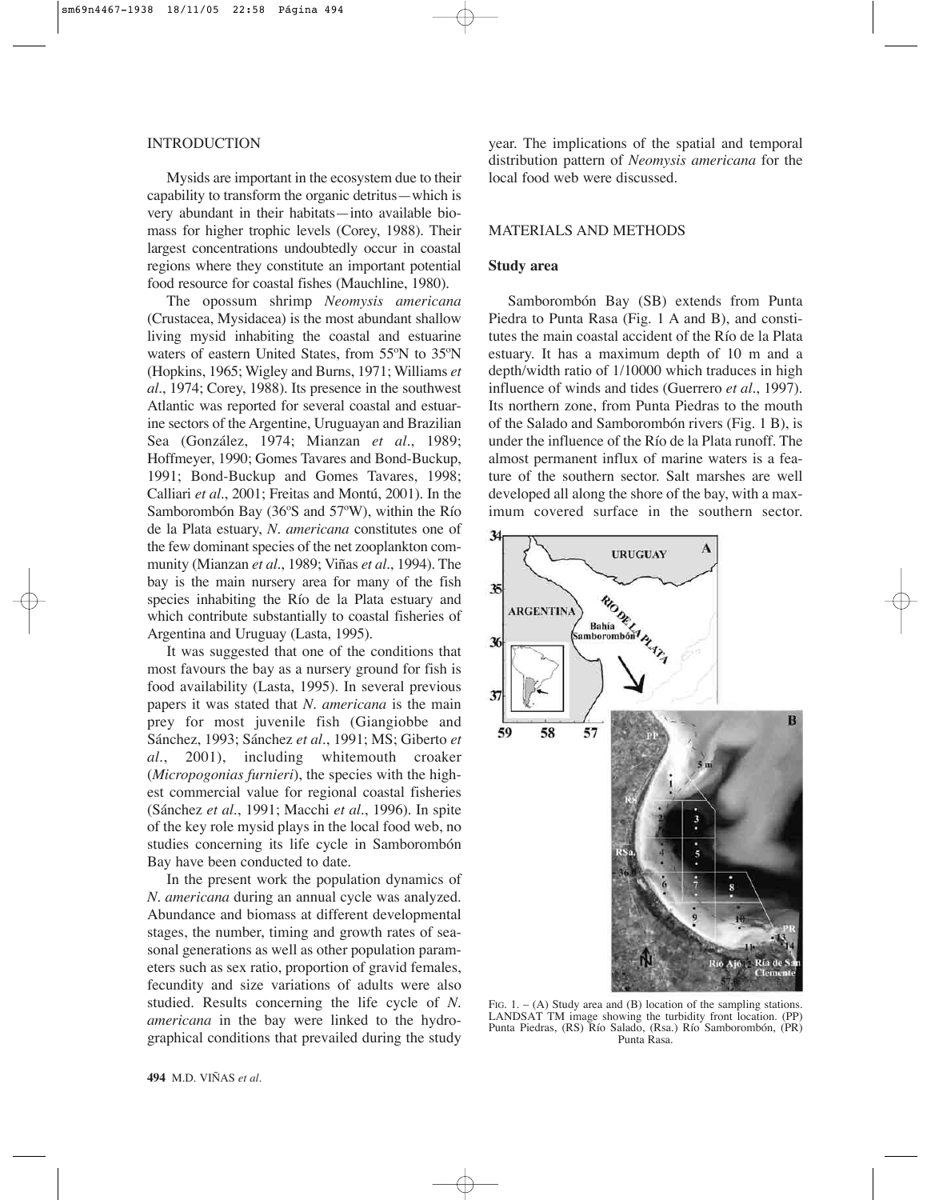## INTRODUCTION

Mysids are important in the ecosystem due to their capability to transform the organic detritus—which is very abundant in their habitats—into available biomass for higher trophic levels (Corey, 1988). Their largest concentrations undoubtedly occur in coastal regions where they constitute an important potential food resource for coastal fishes (Mauchline, 1980).

The opossum shrimp *Neomysis americana* (Crustacea, Mysidacea) is the most abundant shallow living mysid inhabiting the coastal and estuarine waters of eastern United States, from 55ºN to 35ºN (Hopkins, 1965; Wigley and Burns, 1971; Williams *et al*., 1974; Corey, 1988). Its presence in the southwest Atlantic was reported for several coastal and estuarine sectors of the Argentine, Uruguayan and Brazilian Sea (González, 1974; Mianzan *et al*., 1989; Hoffmeyer, 1990; Gomes Tavares and Bond-Buckup, 1991; Bond-Buckup and Gomes Tavares, 1998; Calliari *et al*., 2001; Freitas and Montú, 2001). In the Samborombón Bay (36ºS and 57ºW), within the Río de la Plata estuary, *N. americana* constitutes one of the few dominant species of the net zooplankton community (Mianzan *et al*., 1989; Viñas *et al*., 1994). The bay is the main nursery area for many of the fish species inhabiting the Río de la Plata estuary and which contribute substantially to coastal fisheries of Argentina and Uruguay (Lasta, 1995).

It was suggested that one of the conditions that most favours the bay as a nursery ground for fish is food availability (Lasta, 1995). In several previous papers it was stated that *N. americana* is the main prey for most juvenile fish (Giangiobbe and Sánchez, 1993; Sánchez *et al*., 1991; MS; Giberto *et al*., 2001), including whitemouth croaker (*Micropogonias furnieri*), the species with the highest commercial value for regional coastal fisheries (Sánchez *et al*., 1991; Macchi *et al*., 1996). In spite of the key role mysid plays in the local food web, no studies concerning its life cycle in Samborombón Bay have been conducted to date.

In the present work the population dynamics of *N. americana* during an annual cycle was analyzed. Abundance and biomass at different developmental stages, the number, timing and growth rates of seasonal generations as well as other population parameters such as sex ratio, proportion of gravid females, fecundity and size variations of adults were also studied. Results concerning the life cycle of *N. americana* in the bay were linked to the hydrographical conditions that prevailed during the study year. The implications of the spatial and temporal distribution pattern of *Neomysis americana* for the local food web were discussed.

## MATERIALS AND METHODS

### Study area

Samborombón Bay (SB) extends from Punta Piedra to Punta Rasa (Fig. 1 A and B), and constitutes the main coastal accident of the Río de la Plata estuary. It has a maximum depth of 10 m and a depth/width ratio of 1/10000 which traduces in high influence of winds and tides (Guerrero *et al*., 1997). Its northern zone, from Punta Piedras to the mouth of the Salado and Samborombón rivers (Fig. 1 B), is under the influence of the Río de la Plata runoff. The almost permanent influx of marine waters is a feature of the southern sector. Salt marshes are well developed all along the shore of the bay, with a maximum covered surface in the southern sector.

FIG. 1. – (A) Study area and (B) location of the sampling stations. LANDSAT TM image showing the turbidity front location. (PP) Punta Piedras, (RS) Río Salado, (Rsa.) Río Samborombón, (PR) Punta Rasa.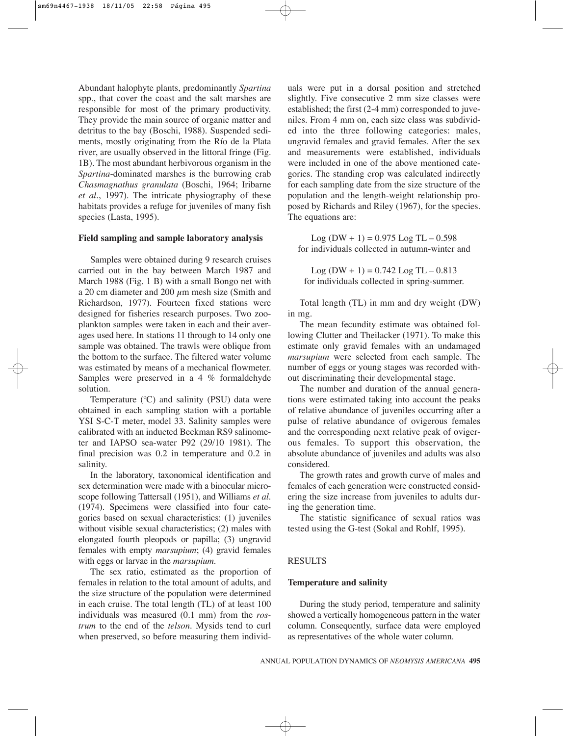Abundant halophyte plants, predominantly *Spartina* spp., that cover the coast and the salt marshes are responsible for most of the primary productivity. They provide the main source of organic matter and detritus to the bay (Boschi, 1988). Suspended sediments, mostly originating from the Río de la Plata river, are usually observed in the littoral fringe (Fig. 1B). The most abundant herbivorous organism in the *Spartina*-dominated marshes is the burrowing crab *Chasmagnathus granulata* (Boschi, 1964; Iribarne *et al*., 1997). The intricate physiography of these habitats provides a refuge for juveniles of many fish species (Lasta, 1995).

### Field sampling and sample laboratory analysis

Samples were obtained during 9 research cruises carried out in the bay between March 1987 and March 1988 (Fig. 1 B) with a small Bongo net with a 20 cm diameter and 200 $\mu$m mesh size (Smith and Richardson, 1977). Fourteen fixed stations were designed for fisheries research purposes. Two zooplankton samples were taken in each and their averages used here. In stations 11 through to 14 only one sample was obtained. The trawls were oblique from the bottom to the surface. The filtered water volume was estimated by means of a mechanical flowmeter. Samples were preserved in a 4 % formaldehyde solution.

Temperature (ºC) and salinity (PSU) data were obtained in each sampling station with a portable YSI S-C-T meter, model 33. Salinity samples were calibrated with an inducted Beckman RS9 salinometer and IAPSO sea-water P92 (29/10 1981). The final precision was 0.2 in temperature and 0.2 in salinity.

In the laboratory, taxonomical identification and sex determination were made with a binocular microscope following Tattersall (1951), and Williams *et al*. (1974). Specimens were classified into four categories based on sexual characteristics: (1) juveniles without visible sexual characteristics; (2) males with elongated fourth pleopods or papilla; (3) ungravid females with empty *marsupium*; (4) gravid females with eggs or larvae in the *marsupium*.

The sex ratio, estimated as the proportion of females in relation to the total amount of adults, and the size structure of the population were determined in each cruise. The total length (TL) of at least 100 individuals was measured (0.1 mm) from the *rostrum* to the end of the *telson*. Mysids tend to curl when preserved, so before measuring them individuals were put in a dorsal position and stretched slightly. Five consecutive 2 mm size classes were established; the first (2-4 mm) corresponded to juveniles. From 4 mm on, each size class was subdivided into the three following categories: males, ungravid females and gravid females. After the sex and measurements were established, individuals were included in one of the above mentioned categories. The standing crop was calculated indirectly for each sampling date from the size structure of the population and the length-weight relationship proposed by Richards and Riley (1967), for the species. The equations are:

$$\text{Log}\,(DW + 1) = 0.975\ \text{Log}\ TL - 0.598$$

for individuals collected in autumn-winter and

$$\text{Log}\,(DW + 1) = 0.742\ \text{Log}\ TL - 0.813$$

for individuals collected in spring-summer.

Total length (TL) in mm and dry weight (DW) in mg.

The mean fecundity estimate was obtained following Clutter and Theilacker (1971). To make this estimate only gravid females with an undamaged *marsupium* were selected from each sample. The number of eggs or young stages was recorded without discriminating their developmental stage.

The number and duration of the annual generations were estimated taking into account the peaks of relative abundance of juveniles occurring after a pulse of relative abundance of ovigerous females and the corresponding next relative peak of ovigerous females. To support this observation, the absolute abundance of juveniles and adults was also considered.

The growth rates and growth curve of males and females of each generation were constructed considering the size increase from juveniles to adults during the generation time.

The statistic significance of sexual ratios was tested using the G-test (Sokal and Rohlf, 1995).

## RESULTS

### Temperature and salinity

During the study period, temperature and salinity showed a vertically homogeneous pattern in the water column. Consequently, surface data were employed as representatives of the whole water column.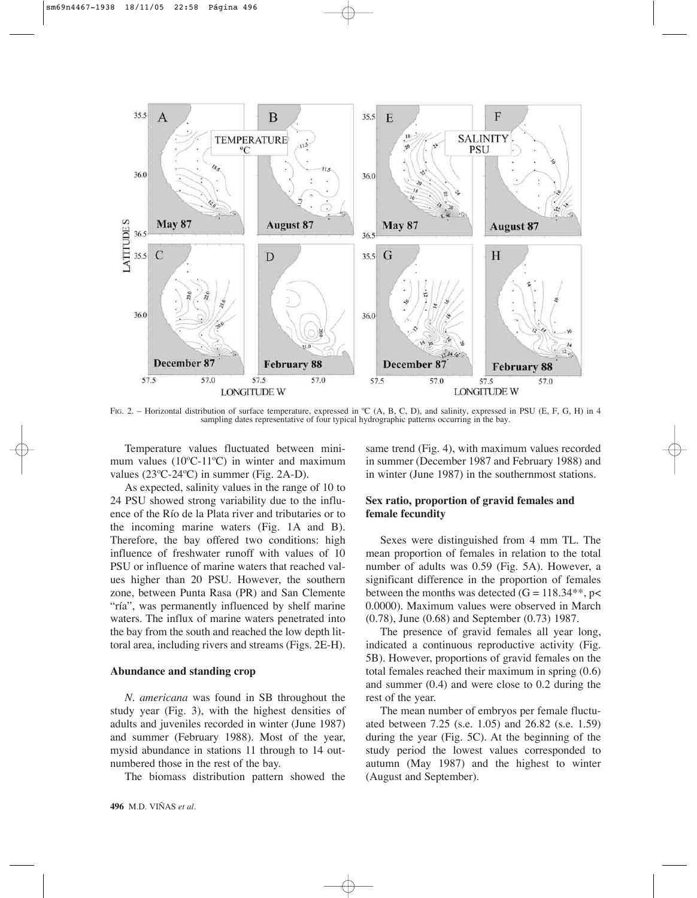FIG. 2. – Horizontal distribution of surface temperature, expressed in ºC (A, B, C, D), and salinity, expressed in PSU (E, F, G, H) in 4 sampling dates representative of four typical hydrographic patterns occurring in the bay.

Temperature values fluctuated between minimum values (10ºC-11ºC) in winter and maximum values (23ºC-24ºC) in summer (Fig. 2A-D).

As expected, salinity values in the range of 10 to 24 PSU showed strong variability due to the influence of the Río de la Plata river and tributaries or to the incoming marine waters (Fig. 1A and B). Therefore, the bay offered two conditions: high influence of freshwater runoff with values of 10 PSU or influence of marine waters that reached values higher than 20 PSU. However, the southern zone, between Punta Rasa (PR) and San Clemente "ría", was permanently influenced by shelf marine waters. The influx of marine waters penetrated into the bay from the south and reached the low depth littoral area, including rivers and streams (Figs. 2E-H).

## Abundance and standing crop

*N. americana* was found in SB throughout the study year (Fig. 3), with the highest densities of adults and juveniles recorded in winter (June 1987) and summer (February 1988). Most of the year, mysid abundance in stations 11 through to 14 outnumbered those in the rest of the bay.

The biomass distribution pattern showed the same trend (Fig. 4), with maximum values recorded in summer (December 1987 and February 1988) and in winter (June 1987) in the southernmost stations.

## Sex ratio, proportion of gravid females and female fecundity

Sexes were distinguished from 4 mm TL. The mean proportion of females in relation to the total number of adults was 0.59 (Fig. 5A). However, a significant difference in the proportion of females between the months was detected ($G = 118.34^{**}$, $p < 0.0000$). Maximum values were observed in March (0.78), June (0.68) and September (0.73) 1987.

The presence of gravid females all year long, indicated a continuous reproductive activity (Fig. 5B). However, proportions of gravid females on the total females reached their maximum in spring (0.6) and summer (0.4) and were close to 0.2 during the rest of the year.

The mean number of embryos per female fluctuated between 7.25 (s.e. 1.05) and 26.82 (s.e. 1.59) during the year (Fig. 5C). At the beginning of the study period the lowest values corresponded to autumn (May 1987) and the highest to winter (August and September).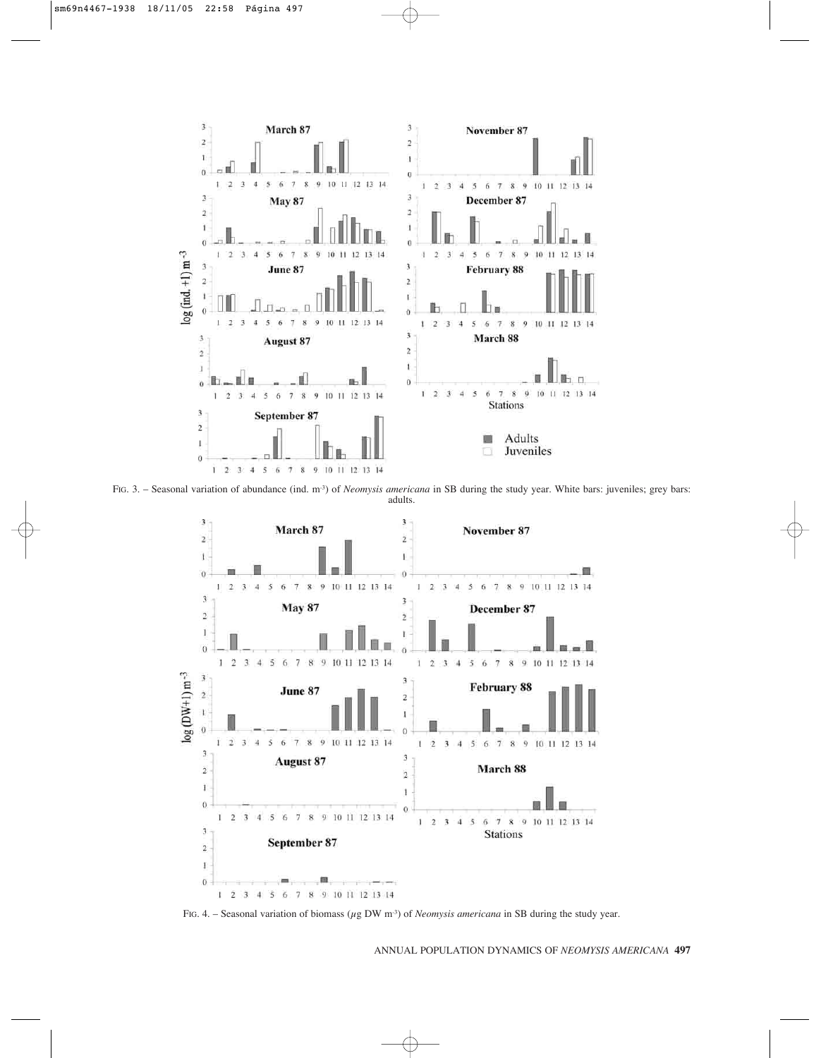FIG. 3. – Seasonal variation of abundance (ind. $m^{-3}$) of *Neomysis americana* in SB during the study year. White bars: juveniles; grey bars: adults.

FIG. 4. – Seasonal variation of biomass ($\mu$g DW $m^{-3}$) of *Neomysis americana* in SB during the study year.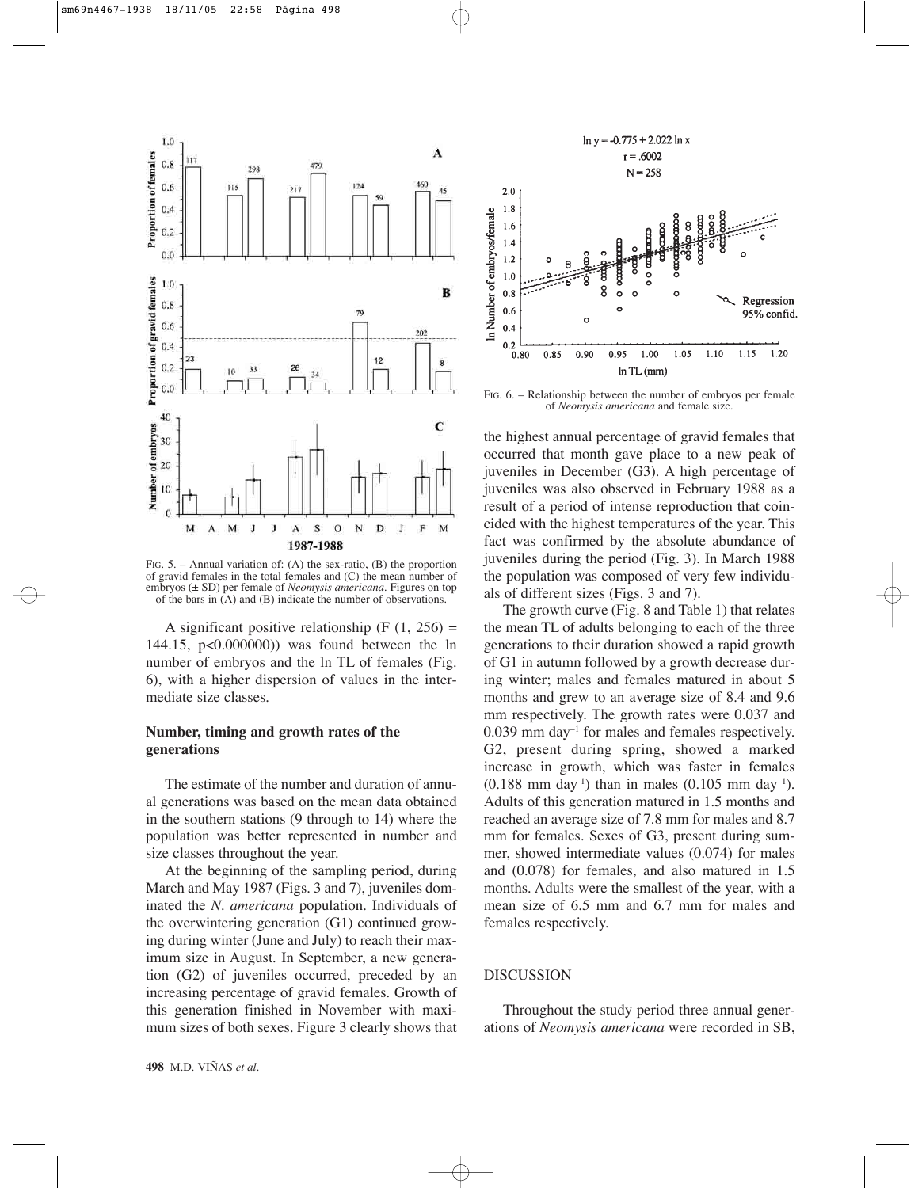FIG. 5. – Annual variation of: (A) the sex-ratio, (B) the proportion of gravid females in the total females and (C) the mean number of embryos (± SD) per female of *Neomysis americana*. Figures on top of the bars in (A) and (B) indicate the number of observations.

FIG. 6. – Relationship between the number of embryos per female of *Neomysis americana* and female size.

A significant positive relationship ($F\ (1,\ 256) = 144.15$, $p<0.000000$)) was found between the ln number of embryos and the ln TL of females (Fig. 6), with a higher dispersion of values in the intermediate size classes.

## Number, timing and growth rates of the generations

The estimate of the number and duration of annual generations was based on the mean data obtained in the southern stations (9 through to 14) where the population was better represented in number and size classes throughout the year.

At the beginning of the sampling period, during March and May 1987 (Figs. 3 and 7), juveniles dominated the *N. americana* population. Individuals of the overwintering generation (G1) continued growing during winter (June and July) to reach their maximum size in August. In September, a new generation (G2) of juveniles occurred, preceded by an increasing percentage of gravid females. Growth of this generation finished in November with maximum sizes of both sexes. Figure 3 clearly shows that the highest annual percentage of gravid females that occurred that month gave place to a new peak of juveniles in December (G3). A high percentage of juveniles was also observed in February 1988 as a result of a period of intense reproduction that coincided with the highest temperatures of the year. This fact was confirmed by the absolute abundance of juveniles during the period (Fig. 3). In March 1988 the population was composed of very few individuals of different sizes (Figs. 3 and 7).

The growth curve (Fig. 8 and Table 1) that relates the mean TL of adults belonging to each of the three generations to their duration showed a rapid growth of G1 in autumn followed by a growth decrease during winter; males and females matured in about 5 months and grew to an average size of 8.4 and 9.6 mm respectively. The growth rates were 0.037 and 0.039 mm day$^{-1}$ for males and females respectively. G2, present during spring, showed a marked increase in growth, which was faster in females (0.188 mm day$^{-1}$) than in males (0.105 mm day$^{-1}$). Adults of this generation matured in 1.5 months and reached an average size of 7.8 mm for males and 8.7 mm for females. Sexes of G3, present during summer, showed intermediate values (0.074) for males and (0.078) for females, and also matured in 1.5 months. Adults were the smallest of the year, with a mean size of 6.5 mm and 6.7 mm for males and females respectively.

## DISCUSSION

Throughout the study period three annual generations of *Neomysis americana* were recorded in SB,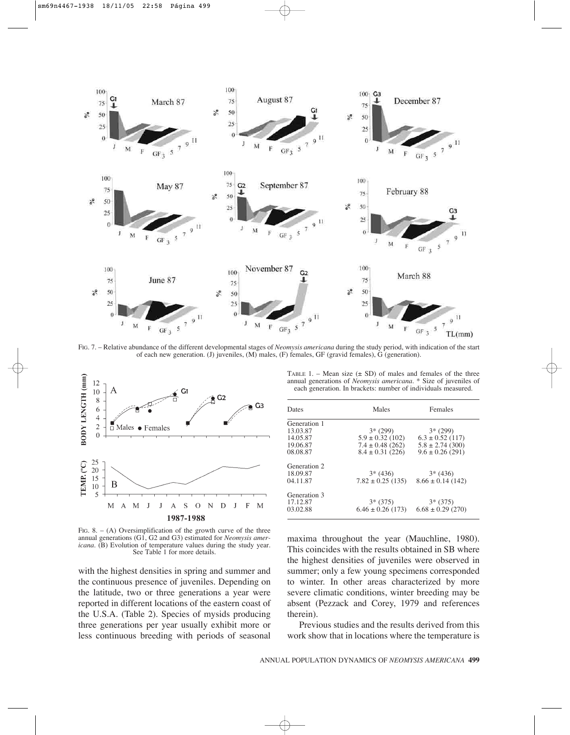FIG. 7. – Relative abundance of the different developmental stages of *Neomysis americana* during the study period, with indication of the start of each new generation. (J) juveniles, (M) males, (F) females, GF (gravid females), G (generation).

FIG. 8. – (A) Oversimplification of the growth curve of the three annual generations (G1, G2 and G3) estimated for *Neomysis americana*. (B) Evolution of temperature values during the study year. See Table 1 for more details.

TABLE 1. – Mean size (± SD) of males and females of the three annual generations of *Neomysis americana*. * Size of juveniles of each generation. In brackets: number of individuals measured.

| Dates | Males | Females |
|---|---|---|
| Generation 1 | | |
| 13.03.87 | 3* (299) | 3* (299) |
| 14.05.87 | 5.9 ± 0.32 (102) | 6.3 ± 0.52 (117) |
| 19.06.87 | 7.4 ± 0.48 (262) | 5.8 ± 2.74 (300) |
| 08.08.87 | 8.4 ± 0.31 (226) | 9.6 ± 0.26 (291) |
| Generation 2 | | |
| 18.09.87 | 3* (436) | 3* (436) |
| 04.11.87 | 7.82 ± 0.25 (135) | 8.66 ± 0.14 (142) |
| Generation 3 | | |
| 17.12.87 | 3* (375) | 3* (375) |
| 03.02.88 | 6.46 ± 0.26 (173) | 6.68 ± 0.29 (270) |

with the highest densities in spring and summer and the continuous presence of juveniles. Depending on the latitude, two or three generations a year were reported in different locations of the eastern coast of the U.S.A. (Table 2). Species of mysids producing three generations per year usually exhibit more or less continuous breeding with periods of seasonal maxima throughout the year (Mauchline, 1980). This coincides with the results obtained in SB where the highest densities of juveniles were observed in summer; only a few young specimens corresponded to winter. In other areas characterized by more severe climatic conditions, winter breeding may be absent (Pezzack and Corey, 1979 and references therein).

Previous studies and the results derived from this work show that in locations where the temperature is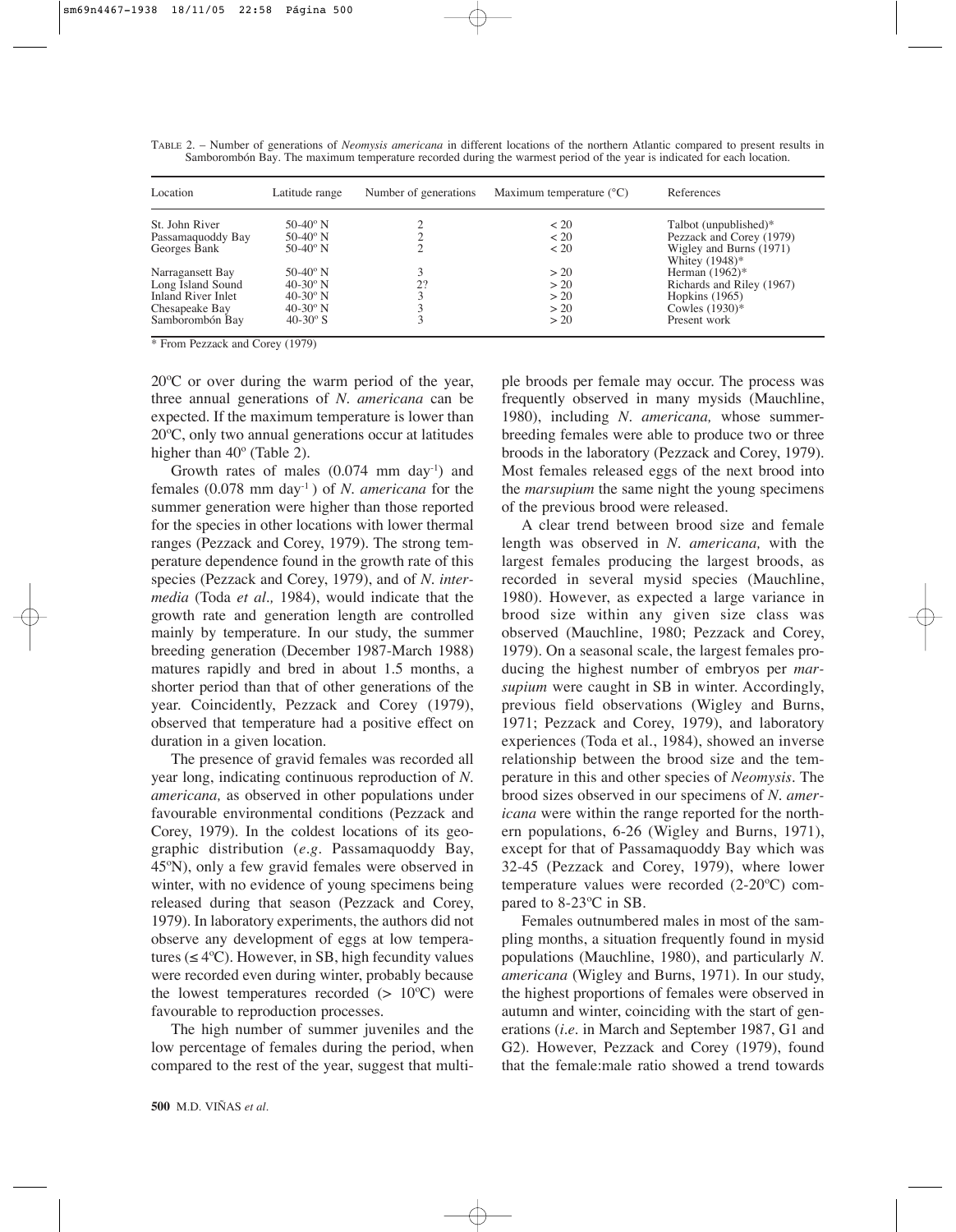TABLE 2. – Number of generations of *Neomysis americana* in different locations of the northern Atlantic compared to present results in Samborombón Bay. The maximum temperature recorded during the warmest period of the year is indicated for each location.

| Location | Latitude range | Number of generations | Maximum temperature (°C) | References |
|---|---|---|---|---|
| St. John River | 50-40º N | 2 | < 20 | Talbot (unpublished)* |
| Passamaquoddy Bay | 50-40º N | 2 | < 20 | Pezzack and Corey (1979) |
| Georges Bank | 50-40º N | 2 | < 20 | Wigley and Burns (1971) |
| | | | | Whitey (1948)* |
| Narragansett Bay | 50-40º N | 3 | > 20 | Herman (1962)* |
| Long Island Sound | 40-30º N | 2? | > 20 | Richards and Riley (1967) |
| Inland River Inlet | 40-30º N | 3 | > 20 | Hopkins (1965) |
| Chesapeake Bay | 40-30º N | 3 | > 20 | Cowles (1930)* |
| Samborombón Bay | 40-30º S | 3 | > 20 | Present work |

\* From Pezzack and Corey (1979)

20ºC or over during the warm period of the year, three annual generations of *N. americana* can be expected. If the maximum temperature is lower than 20ºC, only two annual generations occur at latitudes higher than 40º (Table 2).

Growth rates of males (0.074 mm day$^{-1}$) and females (0.078 mm day$^{-1}$) of *N. americana* for the summer generation were higher than those reported for the species in other locations with lower thermal ranges (Pezzack and Corey, 1979). The strong temperature dependence found in the growth rate of this species (Pezzack and Corey, 1979), and of *N. intermedia* (Toda *et al.,* 1984), would indicate that the growth rate and generation length are controlled mainly by temperature. In our study, the summer breeding generation (December 1987-March 1988) matures rapidly and bred in about 1.5 months, a shorter period than that of other generations of the year. Coincidently, Pezzack and Corey (1979), observed that temperature had a positive effect on duration in a given location.

The presence of gravid females was recorded all year long, indicating continuous reproduction of *N. americana,* as observed in other populations under favourable environmental conditions (Pezzack and Corey, 1979). In the coldest locations of its geographic distribution (*e.g*. Passamaquoddy Bay, 45ºN), only a few gravid females were observed in winter, with no evidence of young specimens being released during that season (Pezzack and Corey, 1979). In laboratory experiments, the authors did not observe any development of eggs at low temperatures (≤ 4ºC). However, in SB, high fecundity values were recorded even during winter, probably because the lowest temperatures recorded (> 10ºC) were favourable to reproduction processes.

The high number of summer juveniles and the low percentage of females during the period, when compared to the rest of the year, suggest that multiple broods per female may occur. The process was frequently observed in many mysids (Mauchline, 1980), including *N. americana,* whose summer-breeding females were able to produce two or three broods in the laboratory (Pezzack and Corey, 1979). Most females released eggs of the next brood into the *marsupium* the same night the young specimens of the previous brood were released.

A clear trend between brood size and female length was observed in *N. americana,* with the largest females producing the largest broods, as recorded in several mysid species (Mauchline, 1980). However, as expected a large variance in brood size within any given size class was observed (Mauchline, 1980; Pezzack and Corey, 1979). On a seasonal scale, the largest females producing the highest number of embryos per *marsupium* were caught in SB in winter. Accordingly, previous field observations (Wigley and Burns, 1971; Pezzack and Corey, 1979), and laboratory experiences (Toda et al., 1984), showed an inverse relationship between the brood size and the temperature in this and other species of *Neomysis*. The brood sizes observed in our specimens of *N. americana* were within the range reported for the northern populations, 6-26 (Wigley and Burns, 1971), except for that of Passamaquoddy Bay which was 32-45 (Pezzack and Corey, 1979), where lower temperature values were recorded (2-20ºC) compared to 8-23ºC in SB.

Females outnumbered males in most of the sampling months, a situation frequently found in mysid populations (Mauchline, 1980), and particularly *N. americana* (Wigley and Burns, 1971). In our study, the highest proportions of females were observed in autumn and winter, coinciding with the start of generations (*i.e*. in March and September 1987, G1 and G2). However, Pezzack and Corey (1979), found that the female:male ratio showed a trend towards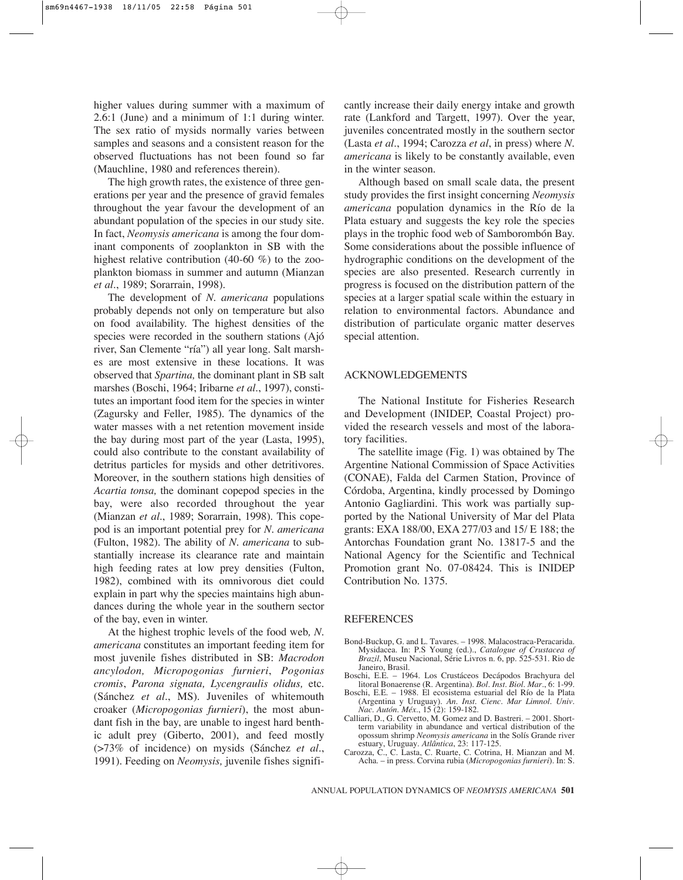higher values during summer with a maximum of 2.6:1 (June) and a minimum of 1:1 during winter. The sex ratio of mysids normally varies between samples and seasons and a consistent reason for the observed fluctuations has not been found so far (Mauchline, 1980 and references therein).

The high growth rates, the existence of three generations per year and the presence of gravid females throughout the year favour the development of an abundant population of the species in our study site. In fact, *Neomysis americana* is among the four dominant components of zooplankton in SB with the highest relative contribution (40-60 %) to the zooplankton biomass in summer and autumn (Mianzan *et al*., 1989; Sorarrain, 1998).

The development of *N. americana* populations probably depends not only on temperature but also on food availability. The highest densities of the species were recorded in the southern stations (Ajó river, San Clemente "ría") all year long. Salt marshes are most extensive in these locations. It was observed that *Spartina,* the dominant plant in SB salt marshes (Boschi, 1964; Iribarne *et al*., 1997), constitutes an important food item for the species in winter (Zagursky and Feller, 1985). The dynamics of the water masses with a net retention movement inside the bay during most part of the year (Lasta, 1995), could also contribute to the constant availability of detritus particles for mysids and other detritivores. Moreover, in the southern stations high densities of *Acartia tonsa,* the dominant copepod species in the bay, were also recorded throughout the year (Mianzan *et al*., 1989; Sorarrain, 1998). This copepod is an important potential prey for *N. americana* (Fulton, 1982). The ability of *N. americana* to substantially increase its clearance rate and maintain high feeding rates at low prey densities (Fulton, 1982), combined with its omnivorous diet could explain in part why the species maintains high abundances during the whole year in the southern sector of the bay, even in winter.

At the highest trophic levels of the food web*, N. americana* constitutes an important feeding item for most juvenile fishes distributed in SB: *Macrodon ancylodon, Micropogonias furnieri*, *Pogonias cromis*, *Parona signata, Lycengraulis olidus,* etc. (Sánchez *et al*., MS). Juveniles of whitemouth croaker (*Micropogonias furnieri*), the most abundant fish in the bay, are unable to ingest hard benthic adult prey (Giberto, 2001), and feed mostly (>73% of incidence) on mysids (Sánchez *et al*., 1991). Feeding on *Neomysis,* juvenile fishes significantly increase their daily energy intake and growth rate (Lankford and Targett, 1997). Over the year, juveniles concentrated mostly in the southern sector (Lasta *et al*., 1994; Carozza *et al*, in press) where *N. americana* is likely to be constantly available, even in the winter season.

Although based on small scale data, the present study provides the first insight concerning *Neomysis americana* population dynamics in the Río de la Plata estuary and suggests the key role the species plays in the trophic food web of Samborombón Bay. Some considerations about the possible influence of hydrographic conditions on the development of the species are also presented. Research currently in progress is focused on the distribution pattern of the species at a larger spatial scale within the estuary in relation to environmental factors. Abundance and distribution of particulate organic matter deserves special attention.

## ACKNOWLEDGEMENTS

The National Institute for Fisheries Research and Development (INIDEP, Coastal Project) provided the research vessels and most of the laboratory facilities.

The satellite image (Fig. 1) was obtained by The Argentine National Commission of Space Activities (CONAE), Falda del Carmen Station, Province of Córdoba, Argentina, kindly processed by Domingo Antonio Gagliardini. This work was partially supported by the National University of Mar del Plata grants: EXA 188/00, EXA 277/03 and 15/ E 188; the Antorchas Foundation grant No. 13817-5 and the National Agency for the Scientific and Technical Promotion grant No. 07-08424. This is INIDEP Contribution No. 1375.

## REFERENCES

Bond-Buckup, G. and L. Tavares. – 1998. Malacostraca-Peracarida. Mysidacea. In: P.S Young (ed.)., *Catalogue of Crustacea of Brazil*, Museu Nacional, Série Livros n. 6, pp. 525-531. Rio de Janeiro, Brasil.

Boschi, E.E. – 1964. Los Crustáceos Decápodos Brachyura del litoral Bonaerense (R. Argentina). *Bol. Inst. Biol. Mar*., 6: 1-99.

Boschi, E.E. – 1988. El ecosistema estuarial del Río de la Plata (Argentina y Uruguay). *An. Inst. Cienc. Mar Limnol. Univ. Nac. Autón. Méx*., 15 (2): 159-182.

Calliari, D., G. Cervetto, M. Gomez and D. Bastreri. – 2001. Short-term variability in abundance and vertical distribution of the opossum shrimp *Neomysis americana* in the Solís Grande river estuary, Uruguay. *Atlântica*, 23: 117-125.

Carozza, C., C. Lasta, C. Ruarte, C. Cotrina, H. Mianzan and M. Acha. – in press. Corvina rubia (*Micropogonias furnieri*). In: S.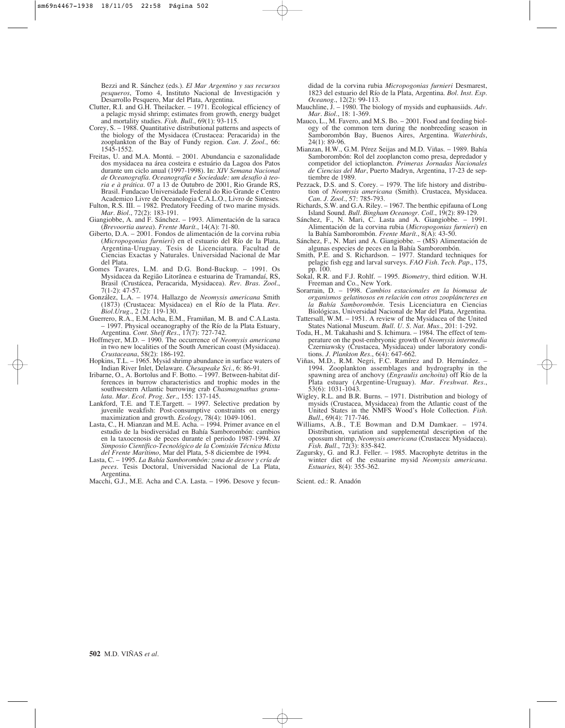Bezzi and R. Sánchez (eds.). *El Mar Argentino y sus recursos pesqueros*, Tomo 4, Instituto Nacional de Investigación y Desarrollo Pesquero, Mar del Plata, Argentina.

Clutter, R.I. and G.H. Theilacker. – 1971. Ecological efficiency of a pelagic mysid shrimp; estimates from growth, energy budget and mortality studies. *Fish. Bull.*, 69(1): 93-115.

Corey, S. – 1988. Quantitative distributional patterns and aspects of the biology of the Mysidacea (Crustacea: Peracarida) in the zooplankton of the Bay of Fundy region. *Can. J. Zool.*, 66: 1545-1552.

Freitas, U. and M.A. Montú. – 2001. Abundancia e sazonalidade dos mysidacea na área costeira e estuário da Lagoa dos Patos durante um ciclo anual (1997-1998). In: *XIV Semana Nacional de Oceanografía. Oceanografía e Sociedade: um desafío à teoria e à prática*. 07 a 13 de Outubro de 2001, Rio Grande RS, Brasil. Fundacao Universidade Federal do Rio Grande e Centro Academico Livre de Oceanologia C.A.L.O., Livro de Sinteses.

Fulton, R.S. III. – 1982. Predatory Feeding of two marine mysids. *Mar. Biol.*, 72(2): 183-191.

Giangiobbe, A. and F. Sánchez. – 1993. Alimentación de la saraca (*Brevoortia aurea*). *Frente Marít.*, 14(A): 71-80.

Giberto, D.A. – 2001. Fondos de alimentación de la corvina rubia (*Micropogonias furnieri*) en el estuario del Río de la Plata, Argentina-Uruguay. Tesis de Licenciatura. Facultad de Ciencias Exactas y Naturales. Universidad Nacional de Mar del Plata.

Gomes Tavares, L.M. and D.G. Bond-Buckup. – 1991. Os Mysidacea da Região Litorânea e estuarina de Tramandaí, RS, Brasil (Crustácea, Peracarida, Mysidacea). *Rev. Bras. Zool.*, 7(1-2): 47-57.

González, L.A. – 1974. Hallazgo de *Neomysis americana* Smith (1873) (Crustacea: Mysidacea) en el Río de la Plata. *Rev. Biol.Urug.*, 2 (2): 119-130.

Guerrero, R.A., E.M.Acha, E.M., Framiñan, M. B. and C.A.Lasta. – 1997. Physical oceanography of the Río de la Plata Estuary, Argentina. *Cont. Shelf Res.*, 17(7): 727-742.

Hoffmeyer, M.D. – 1990. The occurrence of *Neomysis americana* in two new localities of the South American coast (Mysidacea). *Crustaceana*, 58(2): 186-192.

Hopkins, T.L. – 1965. Mysid shrimp abundance in surface waters of Indian River Inlet, Delaware. *Chesapeake Sci.*, 6: 86-91.

Iribarne, O., A. Bortolus and F. Botto. – 1997. Between-habitat differences in burrow characteristics and trophic modes in the southwestern Atlantic burrowing crab *Chasmagnathus granulata*. *Mar. Ecol. Prog. Ser.*, 155: 137-145.

Lankford, T.E. and T.E.Targett. – 1997. Selective predation by juvenile weakfish: Post-consumptive constraints on energy maximization and growth. *Ecology*, 78(4): 1049-1061.

Lasta, C., H. Mianzan and M.E. Acha. – 1994. Primer avance en el estudio de la biodiversidad en Bahía Samborombón: cambios en la taxocenosis de peces durante el periodo 1987-1994. *XI Simposio Científico-Tecnológico de la Comisión Técnica Mixta del Frente Marítimo*, Mar del Plata, 5-8 diciembre de 1994.

Lasta, C. – 1995. *La Bahía Samborombón: zona de desove y cría de peces*. Tesis Doctoral, Universidad Nacional de La Plata, Argentina.

Macchi, G.J., M.E. Acha and C.A. Lasta. – 1996. Desove y fecundidad de la corvina rubia *Micropogonias furnieri* Desmarest, 1823 del estuario del Río de la Plata, Argentina. *Bol. Inst. Esp. Oceanog.*, 12(2): 99-113.

Mauchline, J. – 1980. The biology of mysids and euphausiids. *Adv. Mar. Biol.*, 18: 1-369.

Mauco, L., M. Favero, and M.S. Bo. – 2001. Food and feeding biology of the common tern during the nonbreeding season in Samborombón Bay, Buenos Aires, Argentina. *Waterbirds*, 24(1): 89-96.

Mianzan, H.W., G.M. Pérez Seijas and M.D. Viñas. – 1989. Bahía Samborombón: Rol del zooplancton como presa, depredador y competidor del ictioplancton. *Primeras Jornadas Nacionales de Ciencias del Mar*, Puerto Madryn, Argentina, 17-23 de septiembre de 1989.

Pezzack, D.S. and S. Corey. – 1979. The life history and distribution of *Neomysis americana* (Smith). Crustacea, Mysidacea. *Can. J. Zool.*, 57: 785-793.

Richards, S.W. and G.A. Riley. – 1967. The benthic epifauna of Long Island Sound. *Bull. Bingham Oceanogr. Coll.*, 19(2): 89-129.

Sánchez, F., N. Mari, C. Lasta and A. Giangiobbe. – 1991. Alimentación de la corvina rubia (*Micropogonias furnieri*) en la Bahía Samborombón. *Frente Marít.*, 8(A): 43-50.

Sánchez, F., N. Mari and A. Giangiobbe. – (MS) Alimentación de algunas especies de peces en la Bahía Samborombón.

Smith, P.E. and S. Richardson. – 1977. Standard techniques for pelagic fish egg and larval surveys. *FAO Fish. Tech. Pap.*, 175, pp. 100.

Sokal, R.R. and F.J. Rohlf. – 1995. *Biometry*, third edition. W.H. Freeman and Co., New York.

Sorarrain, D. – 1998. *Cambios estacionales en la biomasa de organismos gelatinosos en relación con otros zoopláncteres en la Bahía Samborombón*. Tesis Licenciatura en Ciencias Biológicas, Universidad Nacional de Mar del Plata, Argentina.

Tattersall, W.M. – 1951. A review of the Mysidacea of the United States National Museum. *Bull. U. S. Nat. Mus.*, 201: 1-292.

Toda, H., M. Takahashi and S. Ichimura. – 1984. The effect of temperature on the post-embryonic growth of *Neomysis intermedia* Czerniawsky (Crustacea, Mysidacea) under laboratory conditions. *J. Plankton Res.*, 6(4): 647-662.

Viñas, M.D., R.M. Negri, F.C. Ramírez and D. Hernández. – 1994. Zooplankton assemblages and hydrography in the spawning area of anchovy (*Engraulis anchoita*) off Río de la Plata estuary (Argentine-Uruguay). *Mar. Freshwat. Res.*, 53(6): 1031-1043.

Wigley, R.L. and B.R. Burns. – 1971. Distribution and biology of mysids (Crustacea, Mysidacea) from the Atlantic coast of the United States in the NMFS Wood's Hole Collection. *Fish. Bull.*, 69(4): 717-746.

Williams, A.B., T.E Bowman and D.M Damkaer. – 1974. Distribution, variation and supplemental description of the opossum shrimp, *Neomysis americana* (Crustacea: Mysidacea). *Fish. Bull.*, 72(3): 835-842.

Zagursky, G. and R.J. Feller. – 1985. Macrophyte detritus in the winter diet of the estuarine mysid *Neomysis americana*. *Estuaries,* 8(4): 355-362.

Scient. ed.: R. Anadón